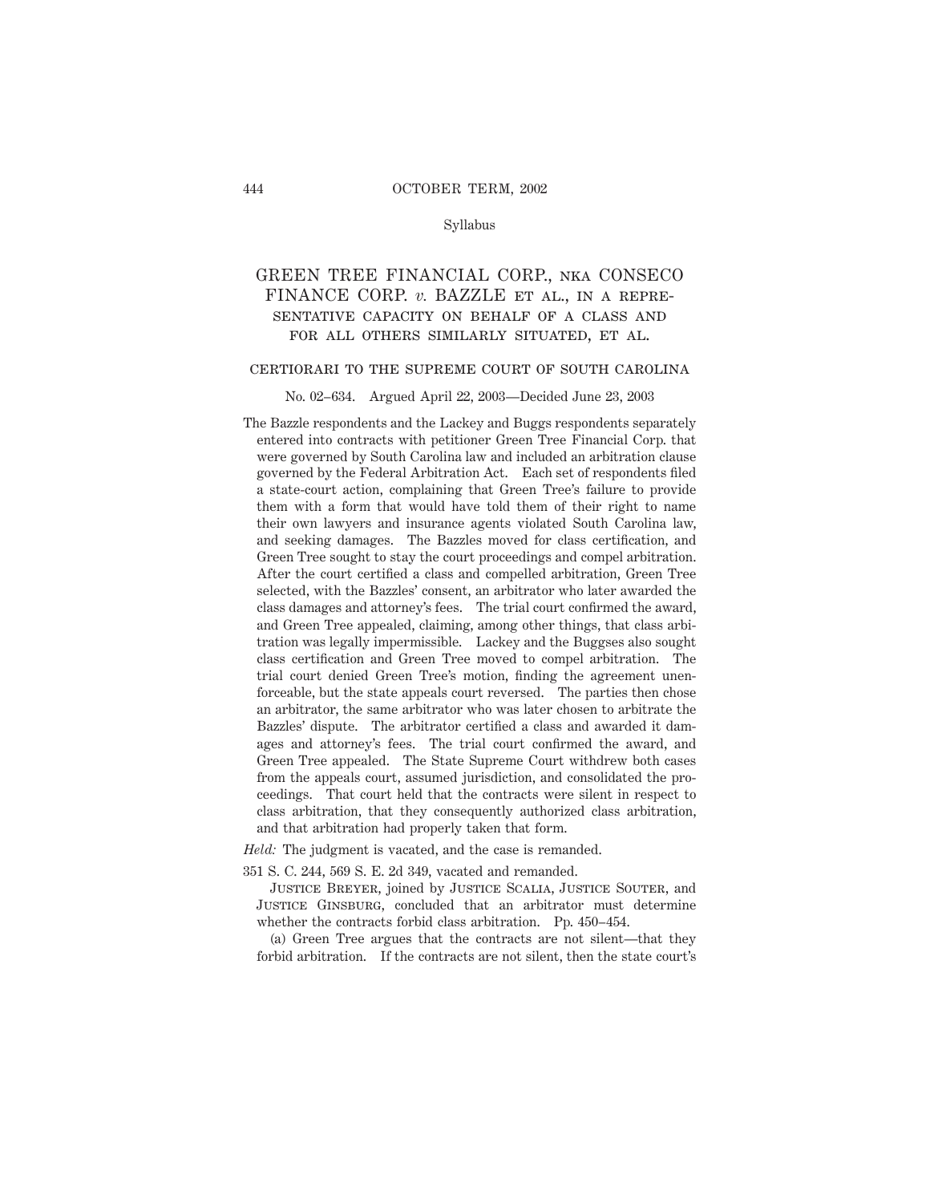Syllabus

# GREEN TREE FINANCIAL CORP., NKA CONSECO FINANCE CORP. *v.* BAZZLE ET AL., IN A REPRESENTATIVE CAPACITY ON BEHALF OF A CLASS AND FOR ALL OTHERS SIMILARLY SITUATED, ET AL.

## CERTIORARI TO THE SUPREME COURT OF SOUTH CAROLINA

No. 02–634. Argued April 22, 2003—Decided June 23, 2003

The Bazzle respondents and the Lackey and Buggs respondents separately entered into contracts with petitioner Green Tree Financial Corp. that were governed by South Carolina law and included an arbitration clause governed by the Federal Arbitration Act. Each set of respondents filed a state-court action, complaining that Green Tree's failure to provide them with a form that would have told them of their right to name their own lawyers and insurance agents violated South Carolina law, and seeking damages. The Bazzles moved for class certification, and Green Tree sought to stay the court proceedings and compel arbitration. After the court certified a class and compelled arbitration, Green Tree selected, with the Bazzles' consent, an arbitrator who later awarded the class damages and attorney's fees. The trial court confirmed the award, and Green Tree appealed, claiming, among other things, that class arbitration was legally impermissible. Lackey and the Buggses also sought class certification and Green Tree moved to compel arbitration. The trial court denied Green Tree's motion, finding the agreement unenforceable, but the state appeals court reversed. The parties then chose an arbitrator, the same arbitrator who was later chosen to arbitrate the Bazzles' dispute. The arbitrator certified a class and awarded it damages and attorney's fees. The trial court confirmed the award, and Green Tree appealed. The State Supreme Court withdrew both cases from the appeals court, assumed jurisdiction, and consolidated the proceedings. That court held that the contracts were silent in respect to class arbitration, that they consequently authorized class arbitration, and that arbitration had properly taken that form.

*Held:* The judgment is vacated, and the case is remanded.

351 S. C. 244, 569 S. E. 2d 349, vacated and remanded.

JUSTICE BREYER, joined by JUSTICE SCALIA, JUSTICE SOUTER, and JUSTICE GINSBURG, concluded that an arbitrator must determine whether the contracts forbid class arbitration. Pp. 450–454.

(a) Green Tree argues that the contracts are not silent—that they forbid arbitration. If the contracts are not silent, then the state court's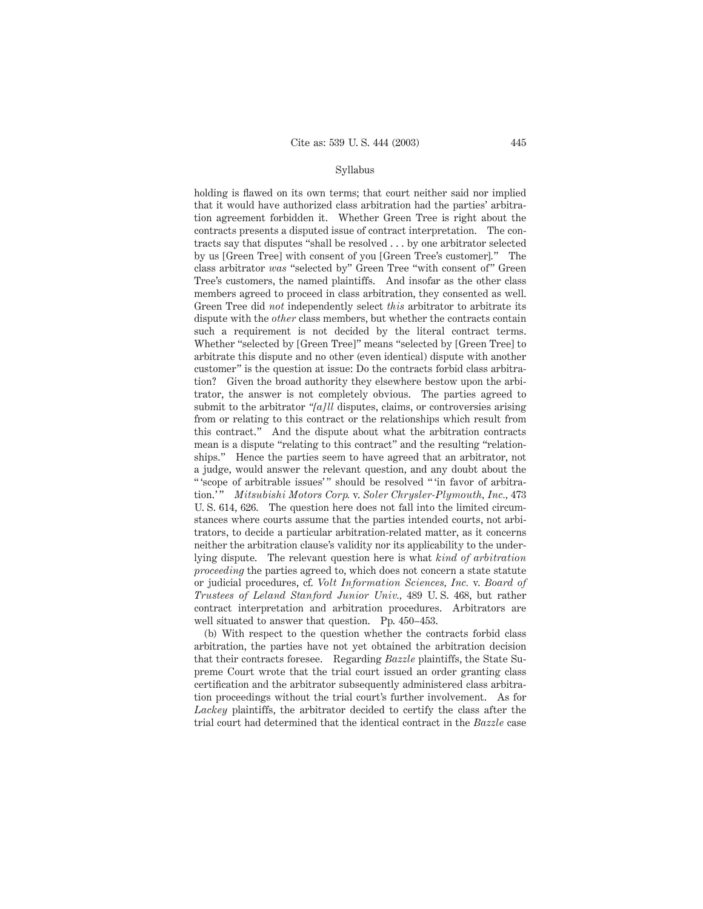Syllabus

holding is flawed on its own terms; that court neither said nor implied that it would have authorized class arbitration had the parties' arbitration agreement forbidden it. Whether Green Tree is right about the contracts presents a disputed issue of contract interpretation. The contracts say that disputes "shall be resolved . . . by one arbitrator selected by us [Green Tree] with consent of you [Green Tree's customer]." The class arbitrator *was* "selected by" Green Tree "with consent of" Green Tree's customers, the named plaintiffs. And insofar as the other class members agreed to proceed in class arbitration, they consented as well. Green Tree did *not* independently select *this* arbitrator to arbitrate its dispute with the *other* class members, but whether the contracts contain such a requirement is not decided by the literal contract terms. Whether "selected by [Green Tree]" means "selected by [Green Tree] to arbitrate this dispute and no other (even identical) dispute with another customer" is the question at issue: Do the contracts forbid class arbitration? Given the broad authority they elsewhere bestow upon the arbitrator, the answer is not completely obvious. The parties agreed to submit to the arbitrator "*[a]ll* disputes, claims, or controversies arising from or relating to this contract or the relationships which result from this contract." And the dispute about what the arbitration contracts mean is a dispute "relating to this contract" and the resulting "relationships." Hence the parties seem to have agreed that an arbitrator, not a judge, would answer the relevant question, and any doubt about the "'scope of arbitrable issues'" should be resolved "'in favor of arbitration.'" *Mitsubishi Motors Corp.* v. *Soler Chrysler-Plymouth, Inc.*, 473 U. S. 614, 626. The question here does not fall into the limited circumstances where courts assume that the parties intended courts, not arbitrators, to decide a particular arbitration-related matter, as it concerns neither the arbitration clause's validity nor its applicability to the underlying dispute. The relevant question here is what *kind of arbitration proceeding* the parties agreed to, which does not concern a state statute or judicial procedures, cf. *Volt Information Sciences, Inc.* v. *Board of Trustees of Leland Stanford Junior Univ.*, 489 U. S. 468, but rather contract interpretation and arbitration procedures. Arbitrators are well situated to answer that question. Pp. 450–453.

(b) With respect to the question whether the contracts forbid class arbitration, the parties have not yet obtained the arbitration decision that their contracts foresee. Regarding *Bazzle* plaintiffs, the State Supreme Court wrote that the trial court issued an order granting class certification and the arbitrator subsequently administered class arbitration proceedings without the trial court's further involvement. As for *Lackey* plaintiffs, the arbitrator decided to certify the class after the trial court had determined that the identical contract in the *Bazzle* case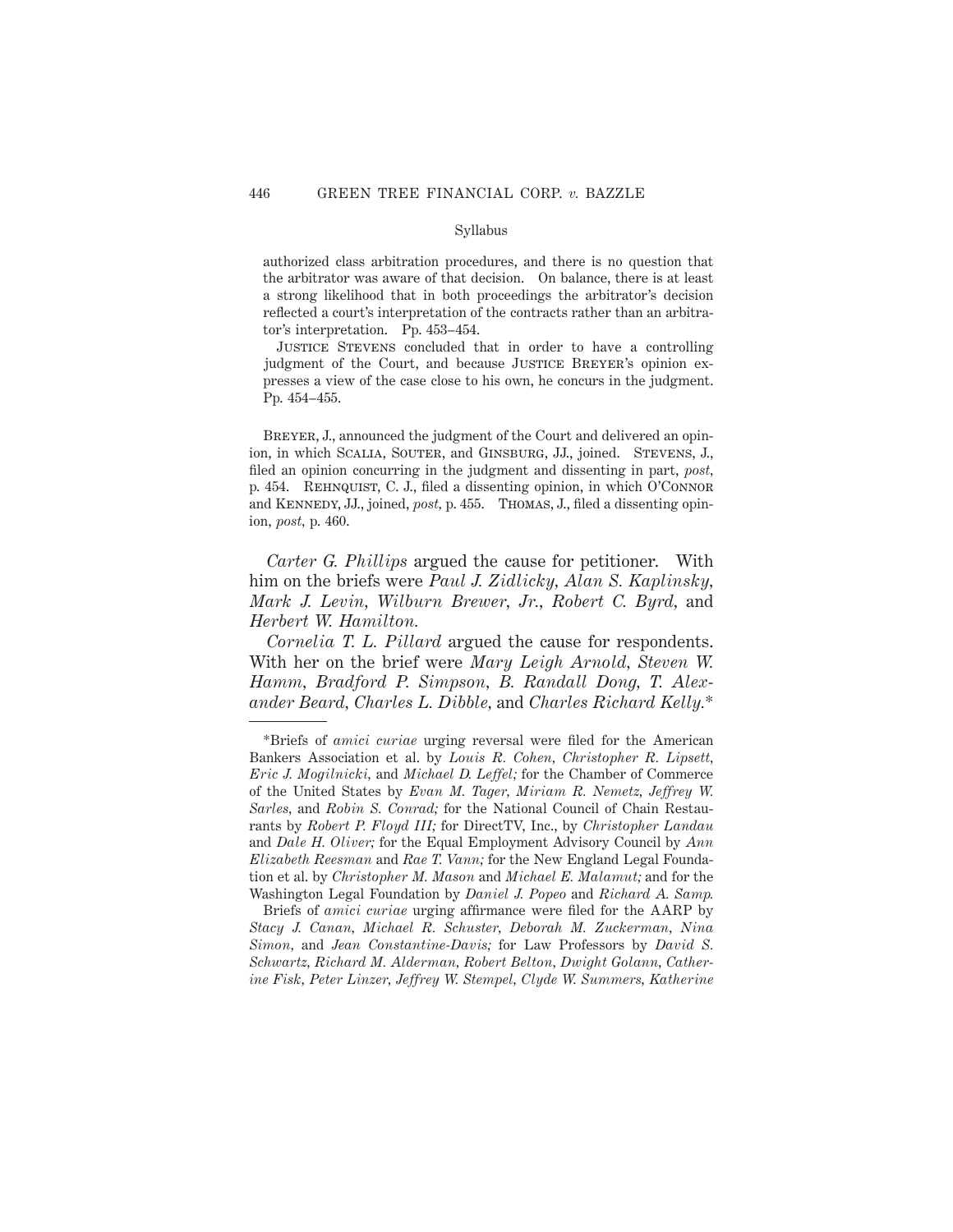Syllabus

authorized class arbitration procedures, and there is no question that the arbitrator was aware of that decision. On balance, there is at least a strong likelihood that in both proceedings the arbitrator's decision reflected a court's interpretation of the contracts rather than an arbitrator's interpretation. Pp. 453–454.

JUSTICE STEVENS concluded that in order to have a controlling judgment of the Court, and because JUSTICE BREYER's opinion expresses a view of the case close to his own, he concurs in the judgment. Pp. 454–455.

BREYER, J., announced the judgment of the Court and delivered an opinion, in which SCALIA, SOUTER, and GINSBURG, JJ., joined. STEVENS, J., filed an opinion concurring in the judgment and dissenting in part, *post*, p. 454. REHNQUIST, C. J., filed a dissenting opinion, in which O'CONNOR and KENNEDY, JJ., joined, *post*, p. 455. THOMAS, J., filed a dissenting opinion, *post*, p. 460.

*Carter G. Phillips* argued the cause for petitioner. With him on the briefs were *Paul J. Zidlicky*, *Alan S. Kaplinsky*, *Mark J. Levin*, *Wilburn Brewer, Jr.*, *Robert C. Byrd*, and *Herbert W. Hamilton*.

*Cornelia T. L. Pillard* argued the cause for respondents. With her on the brief were *Mary Leigh Arnold*, *Steven W. Hamm*, *Bradford P. Simpson*, *B. Randall Dong*, *T. Alexander Beard*, *Charles L. Dibble*, and *Charles Richard Kelly*.*

---

*Briefs of *amici curiae* urging reversal were filed for the American Bankers Association et al. by *Louis R. Cohen*, *Christopher R. Lipsett*, *Eric J. Mogilnicki*, and *Michael D. Leffel;* for the Chamber of Commerce of the United States by *Evan M. Tager*, *Miriam R. Nemetz*, *Jeffrey W. Sarles*, and *Robin S. Conrad;* for the National Council of Chain Restaurants by *Robert P. Floyd III;* for DirectTV, Inc., by *Christopher Landau* and *Dale H. Oliver;* for the Equal Employment Advisory Council by *Ann Elizabeth Reesman* and *Rae T. Vann;* for the New England Legal Foundation et al. by *Christopher M. Mason* and *Michael E. Malamut;* and for the Washington Legal Foundation by *Daniel J. Popeo* and *Richard A. Samp*.

Briefs of *amici curiae* urging affirmance were filed for the AARP by *Stacy J. Canan*, *Michael R. Schuster*, *Deborah M. Zuckerman*, *Nina Simon*, and *Jean Constantine-Davis;* for Law Professors by *David S. Schwartz*, *Richard M. Alderman*, *Robert Belton*, *Dwight Golann*, *Catherine Fisk*, *Peter Linzer*, *Jeffrey W. Stempel*, *Clyde W. Summers*, *Katherine*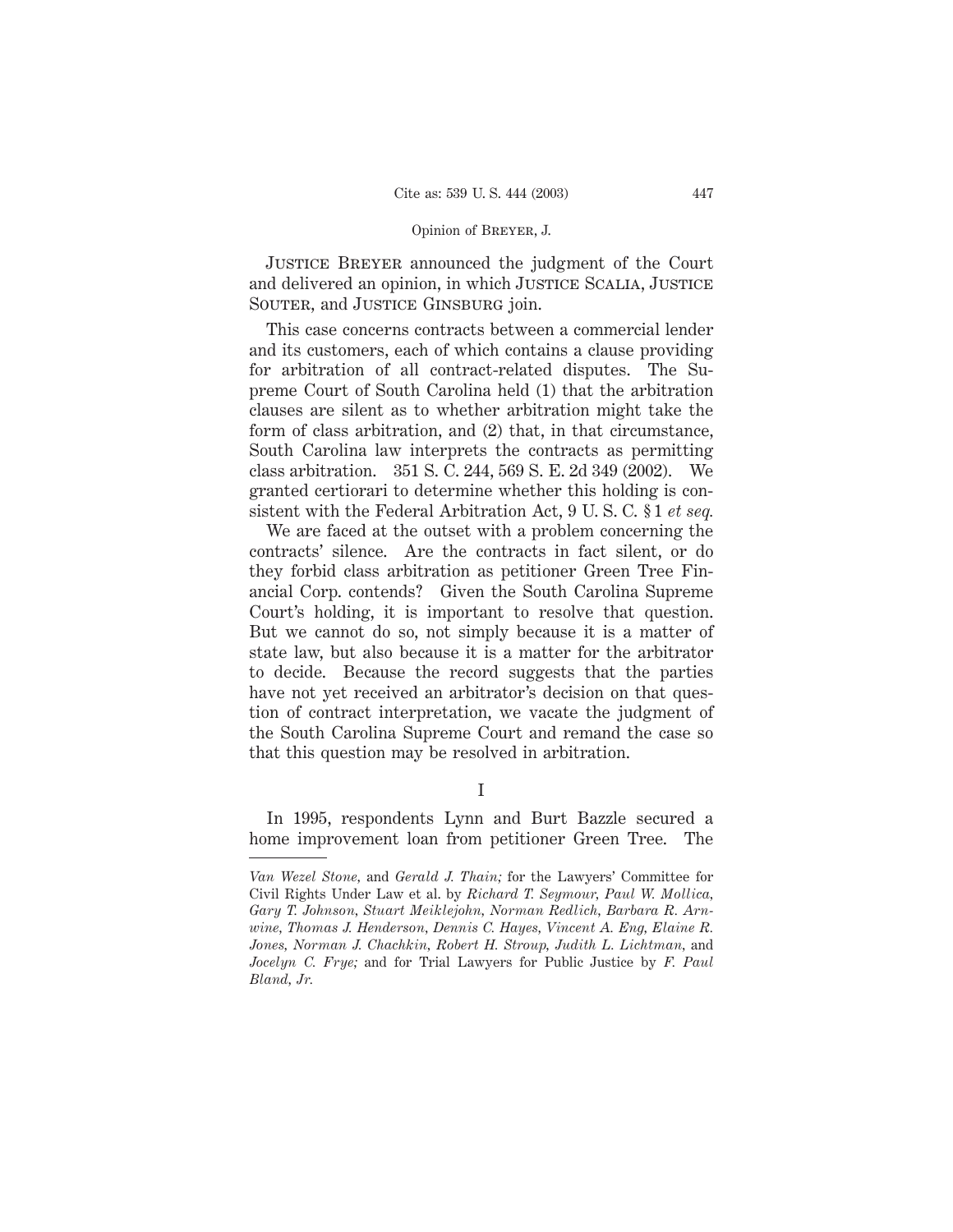JUSTICE BREYER announced the judgment of the Court and delivered an opinion, in which JUSTICE SCALIA, JUSTICE SOUTER, and JUSTICE GINSBURG join.

This case concerns contracts between a commercial lender and its customers, each of which contains a clause providing for arbitration of all contract-related disputes. The Supreme Court of South Carolina held (1) that the arbitration clauses are silent as to whether arbitration might take the form of class arbitration, and (2) that, in that circumstance, South Carolina law interprets the contracts as permitting class arbitration. 351 S. C. 244, 569 S. E. 2d 349 (2002). We granted certiorari to determine whether this holding is consistent with the Federal Arbitration Act, 9 U. S. C. § 1 *et seq.*

We are faced at the outset with a problem concerning the contracts' silence. Are the contracts in fact silent, or do they forbid class arbitration as petitioner Green Tree Financial Corp. contends? Given the South Carolina Supreme Court's holding, it is important to resolve that question. But we cannot do so, not simply because it is a matter of state law, but also because it is a matter for the arbitrator to decide. Because the record suggests that the parties have not yet received an arbitrator's decision on that question of contract interpretation, we vacate the judgment of the South Carolina Supreme Court and remand the case so that this question may be resolved in arbitration.

## I

In 1995, respondents Lynn and Burt Bazzle secured a home improvement loan from petitioner Green Tree. The

---

*Van Wezel Stone,* and *Gerald J. Thain;* for the Lawyers' Committee for Civil Rights Under Law et al. by *Richard T. Seymour, Paul W. Mollica, Gary T. Johnson, Stuart Meiklejohn, Norman Redlich, Barbara R. Arnwine, Thomas J. Henderson, Dennis C. Hayes, Vincent A. Eng, Elaine R. Jones, Norman J. Chachkin, Robert H. Stroup, Judith L. Lichtman,* and *Jocelyn C. Frye;* and for Trial Lawyers for Public Justice by *F. Paul Bland, Jr.*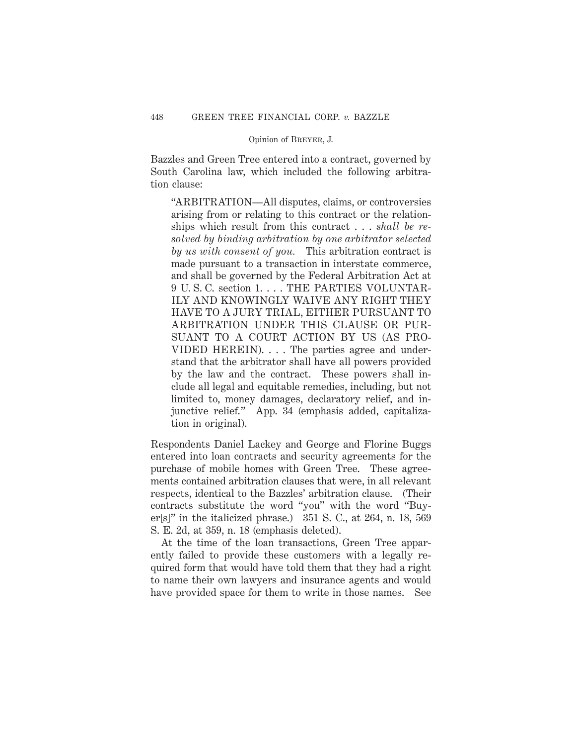Bazzles and Green Tree entered into a contract, governed by South Carolina law, which included the following arbitration clause:

> "ARBITRATION—All disputes, claims, or controversies arising from or relating to this contract or the relationships which result from this contract . . . *shall be resolved by binding arbitration by one arbitrator selected by us with consent of you.* This arbitration contract is made pursuant to a transaction in interstate commerce, and shall be governed by the Federal Arbitration Act at 9 U. S. C. section 1. . . . THE PARTIES VOLUNTARILY AND KNOWINGLY WAIVE ANY RIGHT THEY HAVE TO A JURY TRIAL, EITHER PURSUANT TO ARBITRATION UNDER THIS CLAUSE OR PURSUANT TO A COURT ACTION BY US (AS PROVIDED HEREIN). . . . The parties agree and understand that the arbitrator shall have all powers provided by the law and the contract. These powers shall include all legal and equitable remedies, including, but not limited to, money damages, declaratory relief, and injunctive relief." App. 34 (emphasis added, capitalization in original).

Respondents Daniel Lackey and George and Florine Buggs entered into loan contracts and security agreements for the purchase of mobile homes with Green Tree. These agreements contained arbitration clauses that were, in all relevant respects, identical to the Bazzles' arbitration clause. (Their contracts substitute the word "you" with the word "Buyer[s]" in the italicized phrase.) 351 S. C., at 264, n. 18, 569 S. E. 2d, at 359, n. 18 (emphasis deleted).

At the time of the loan transactions, Green Tree apparently failed to provide these customers with a legally required form that would have told them that they had a right to name their own lawyers and insurance agents and would have provided space for them to write in those names. See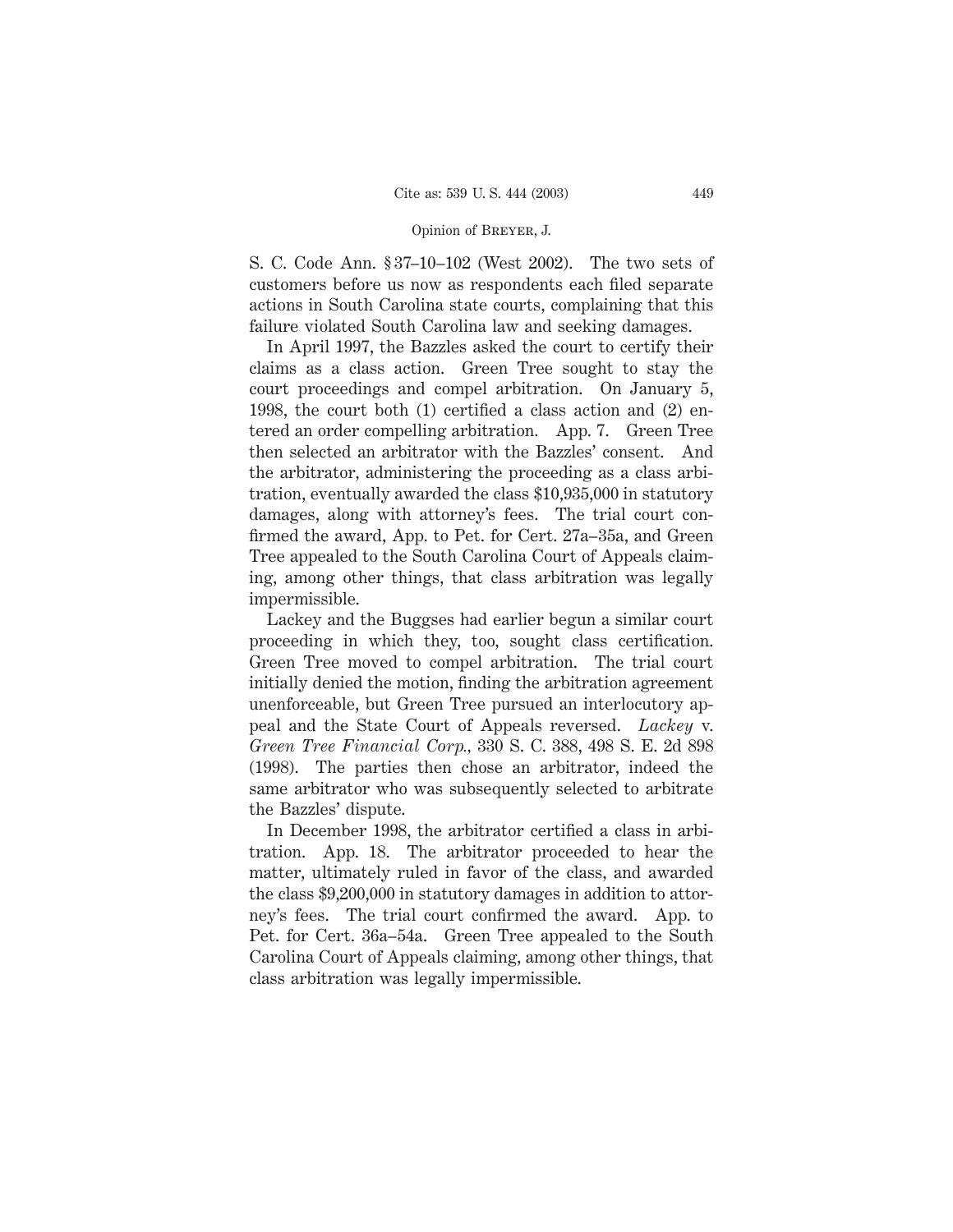S. C. Code Ann. § 37–10–102 (West 2002). The two sets of customers before us now as respondents each filed separate actions in South Carolina state courts, complaining that this failure violated South Carolina law and seeking damages.

In April 1997, the Bazzles asked the court to certify their claims as a class action. Green Tree sought to stay the court proceedings and compel arbitration. On January 5, 1998, the court both (1) certified a class action and (2) entered an order compelling arbitration. App. 7. Green Tree then selected an arbitrator with the Bazzles' consent. And the arbitrator, administering the proceeding as a class arbitration, eventually awarded the class $10,935,000 in statutory damages, along with attorney's fees. The trial court confirmed the award, App. to Pet. for Cert. 27a–35a, and Green Tree appealed to the South Carolina Court of Appeals claiming, among other things, that class arbitration was legally impermissible.

Lackey and the Buggses had earlier begun a similar court proceeding in which they, too, sought class certification. Green Tree moved to compel arbitration. The trial court initially denied the motion, finding the arbitration agreement unenforceable, but Green Tree pursued an interlocutory appeal and the State Court of Appeals reversed. *Lackey* v. *Green Tree Financial Corp.*, 330 S. C. 388, 498 S. E. 2d 898 (1998). The parties then chose an arbitrator, indeed the same arbitrator who was subsequently selected to arbitrate the Bazzles' dispute.

In December 1998, the arbitrator certified a class in arbitration. App. 18. The arbitrator proceeded to hear the matter, ultimately ruled in favor of the class, and awarded the class $9,200,000 in statutory damages in addition to attorney's fees. The trial court confirmed the award. App. to Pet. for Cert. 36a–54a. Green Tree appealed to the South Carolina Court of Appeals claiming, among other things, that class arbitration was legally impermissible.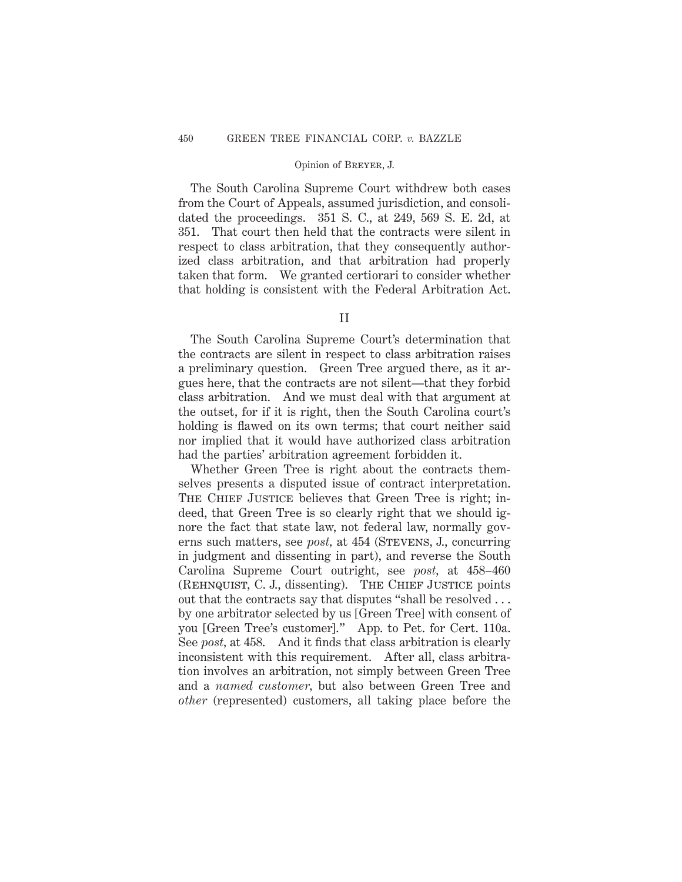The South Carolina Supreme Court withdrew both cases from the Court of Appeals, assumed jurisdiction, and consolidated the proceedings. 351 S. C., at 249, 569 S. E. 2d, at 351. That court then held that the contracts were silent in respect to class arbitration, that they consequently authorized class arbitration, and that arbitration had properly taken that form. We granted certiorari to consider whether that holding is consistent with the Federal Arbitration Act.

## II

The South Carolina Supreme Court's determination that the contracts are silent in respect to class arbitration raises a preliminary question. Green Tree argued there, as it argues here, that the contracts are not silent—that they forbid class arbitration. And we must deal with that argument at the outset, for if it is right, then the South Carolina court's holding is flawed on its own terms; that court neither said nor implied that it would have authorized class arbitration had the parties' arbitration agreement forbidden it.

Whether Green Tree is right about the contracts themselves presents a disputed issue of contract interpretation. The Chief Justice believes that Green Tree is right; indeed, that Green Tree is so clearly right that we should ignore the fact that state law, not federal law, normally governs such matters, see *post*, at 454 (Stevens, J., concurring in judgment and dissenting in part), and reverse the South Carolina Supreme Court outright, see *post*, at 458–460 (Rehnquist, C. J., dissenting). The Chief Justice points out that the contracts say that disputes "shall be resolved . . . by one arbitrator selected by us [Green Tree] with consent of you [Green Tree's customer]." App. to Pet. for Cert. 110a. See *post*, at 458. And it finds that class arbitration is clearly inconsistent with this requirement. After all, class arbitration involves an arbitration, not simply between Green Tree and a *named customer*, but also between Green Tree and *other* (represented) customers, all taking place before the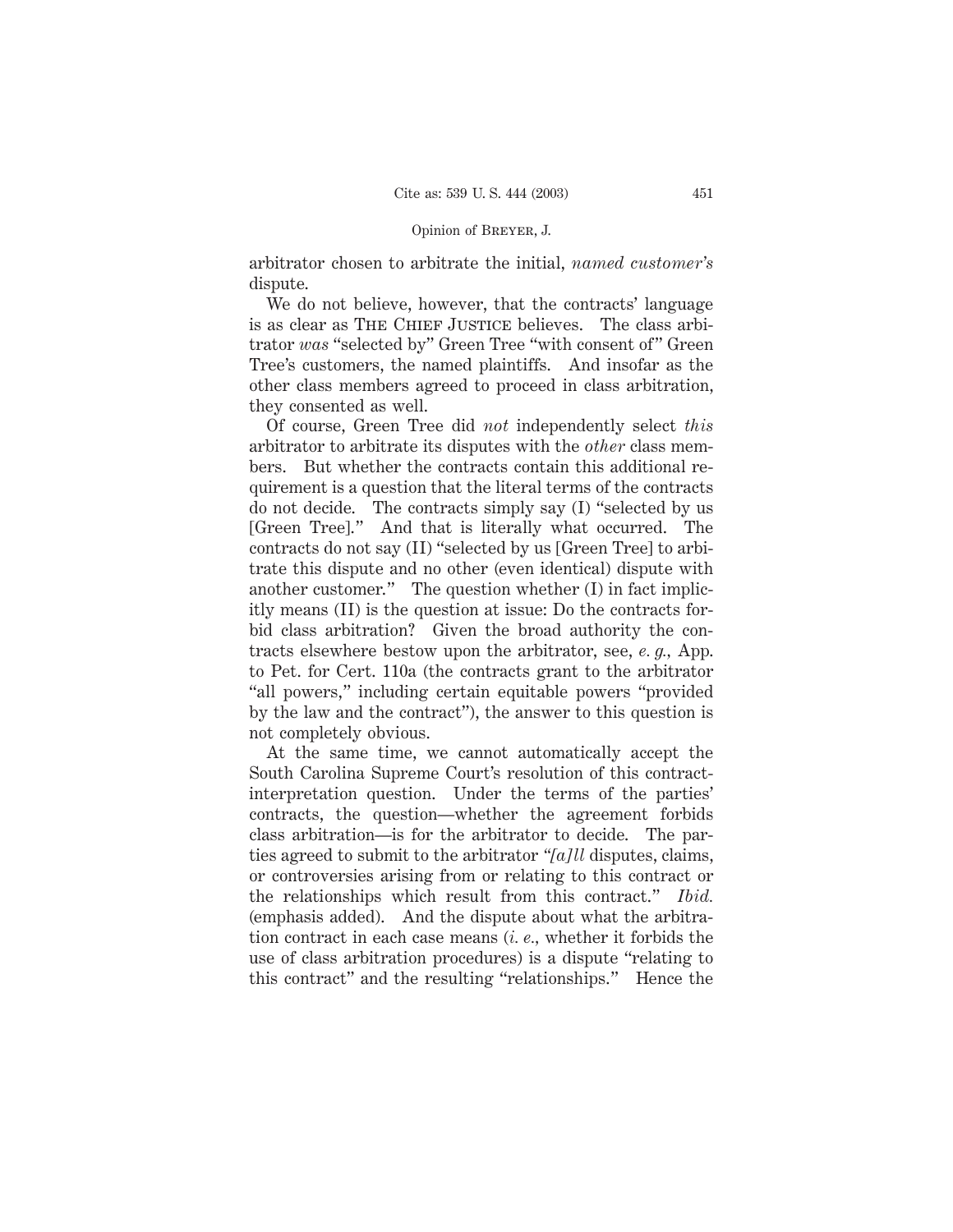arbitrator chosen to arbitrate the initial, *named customer's* dispute.

We do not believe, however, that the contracts' language is as clear as The Chief Justice believes. The class arbitrator *was* "selected by" Green Tree "with consent of" Green Tree's customers, the named plaintiffs. And insofar as the other class members agreed to proceed in class arbitration, they consented as well.

Of course, Green Tree did *not* independently select *this* arbitrator to arbitrate its disputes with the *other* class members. But whether the contracts contain this additional requirement is a question that the literal terms of the contracts do not decide. The contracts simply say (I) "selected by us [Green Tree]." And that is literally what occurred. The contracts do not say (II) "selected by us [Green Tree] to arbitrate this dispute and no other (even identical) dispute with another customer." The question whether (I) in fact implicitly means (II) is the question at issue: Do the contracts forbid class arbitration? Given the broad authority the contracts elsewhere bestow upon the arbitrator, see, *e. g.*, App. to Pet. for Cert. 110a (the contracts grant to the arbitrator "all powers," including certain equitable powers "provided by the law and the contract"), the answer to this question is not completely obvious.

At the same time, we cannot automatically accept the South Carolina Supreme Court's resolution of this contract-interpretation question. Under the terms of the parties' contracts, the question—whether the agreement forbids class arbitration—is for the arbitrator to decide. The parties agreed to submit to the arbitrator "*[a]ll* disputes, claims, or controversies arising from or relating to this contract or the relationships which result from this contract." *Ibid.* (emphasis added). And the dispute about what the arbitration contract in each case means (*i. e.*, whether it forbids the use of class arbitration procedures) is a dispute "relating to this contract" and the resulting "relationships." Hence the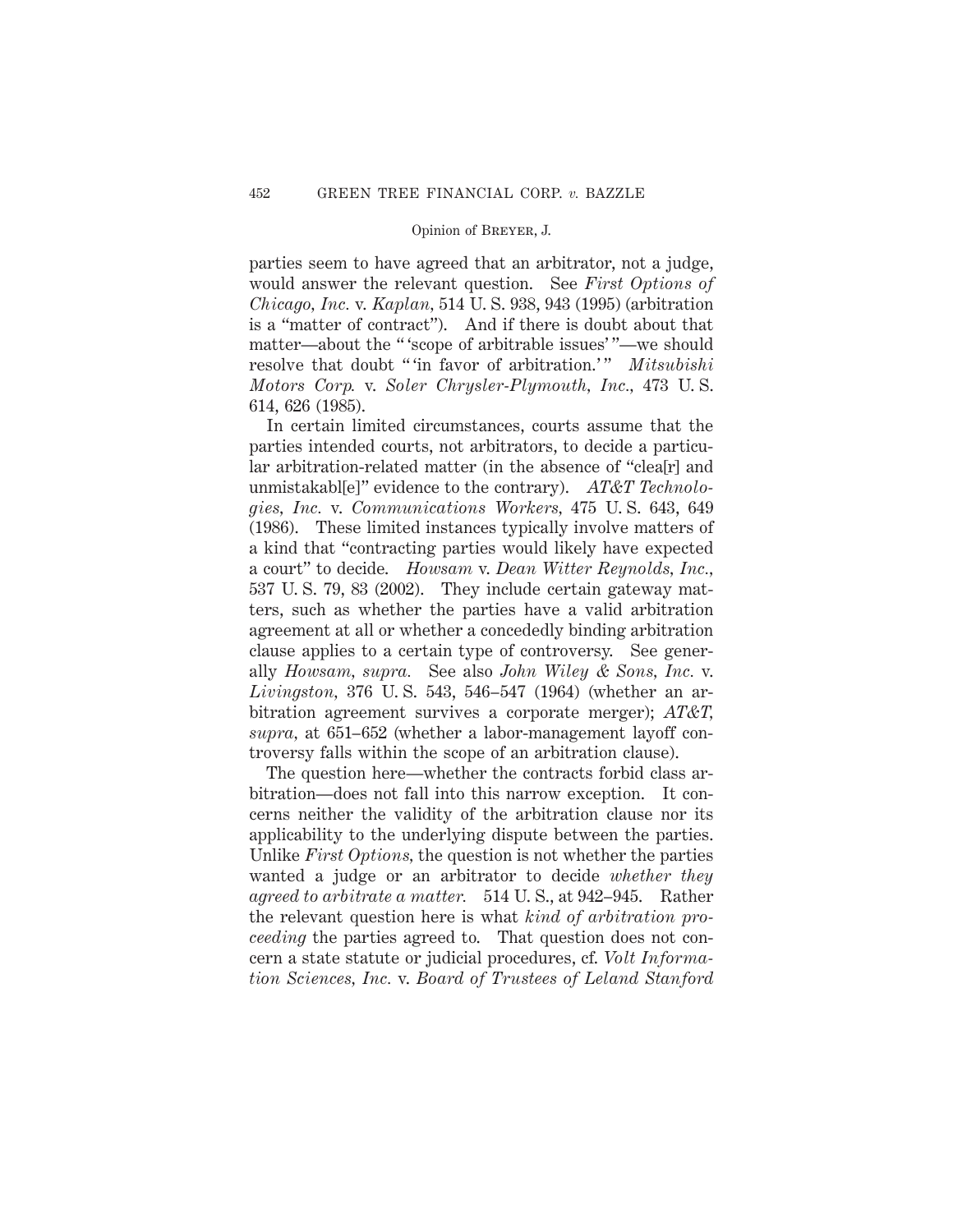parties seem to have agreed that an arbitrator, not a judge, would answer the relevant question. See *First Options of Chicago, Inc.* v. *Kaplan,* 514 U. S. 938, 943 (1995) (arbitration is a "matter of contract"). And if there is doubt about that matter—about the " 'scope of arbitrable issues' "—we should resolve that doubt " 'in favor of arbitration.' " *Mitsubishi Motors Corp.* v. *Soler Chrysler-Plymouth, Inc.,* 473 U. S. 614, 626 (1985).

In certain limited circumstances, courts assume that the parties intended courts, not arbitrators, to decide a particular arbitration-related matter (in the absence of "clea[r] and unmistakabl[e]" evidence to the contrary). *AT&T Technologies, Inc.* v. *Communications Workers,* 475 U. S. 643, 649 (1986). These limited instances typically involve matters of a kind that "contracting parties would likely have expected a court" to decide. *Howsam* v. *Dean Witter Reynolds, Inc.,* 537 U. S. 79, 83 (2002). They include certain gateway matters, such as whether the parties have a valid arbitration agreement at all or whether a concededly binding arbitration clause applies to a certain type of controversy. See generally *Howsam, supra.* See also *John Wiley & Sons, Inc.* v. *Livingston,* 376 U. S. 543, 546–547 (1964) (whether an arbitration agreement survives a corporate merger); *AT&T, supra,* at 651–652 (whether a labor-management layoff controversy falls within the scope of an arbitration clause).

The question here—whether the contracts forbid class arbitration—does not fall into this narrow exception. It concerns neither the validity of the arbitration clause nor its applicability to the underlying dispute between the parties. Unlike *First Options,* the question is not whether the parties wanted a judge or an arbitrator to decide *whether they agreed to arbitrate a matter.* 514 U. S., at 942–945. Rather the relevant question here is what *kind of arbitration proceeding* the parties agreed to. That question does not concern a state statute or judicial procedures, cf. *Volt Information Sciences, Inc.* v. *Board of Trustees of Leland Stanford*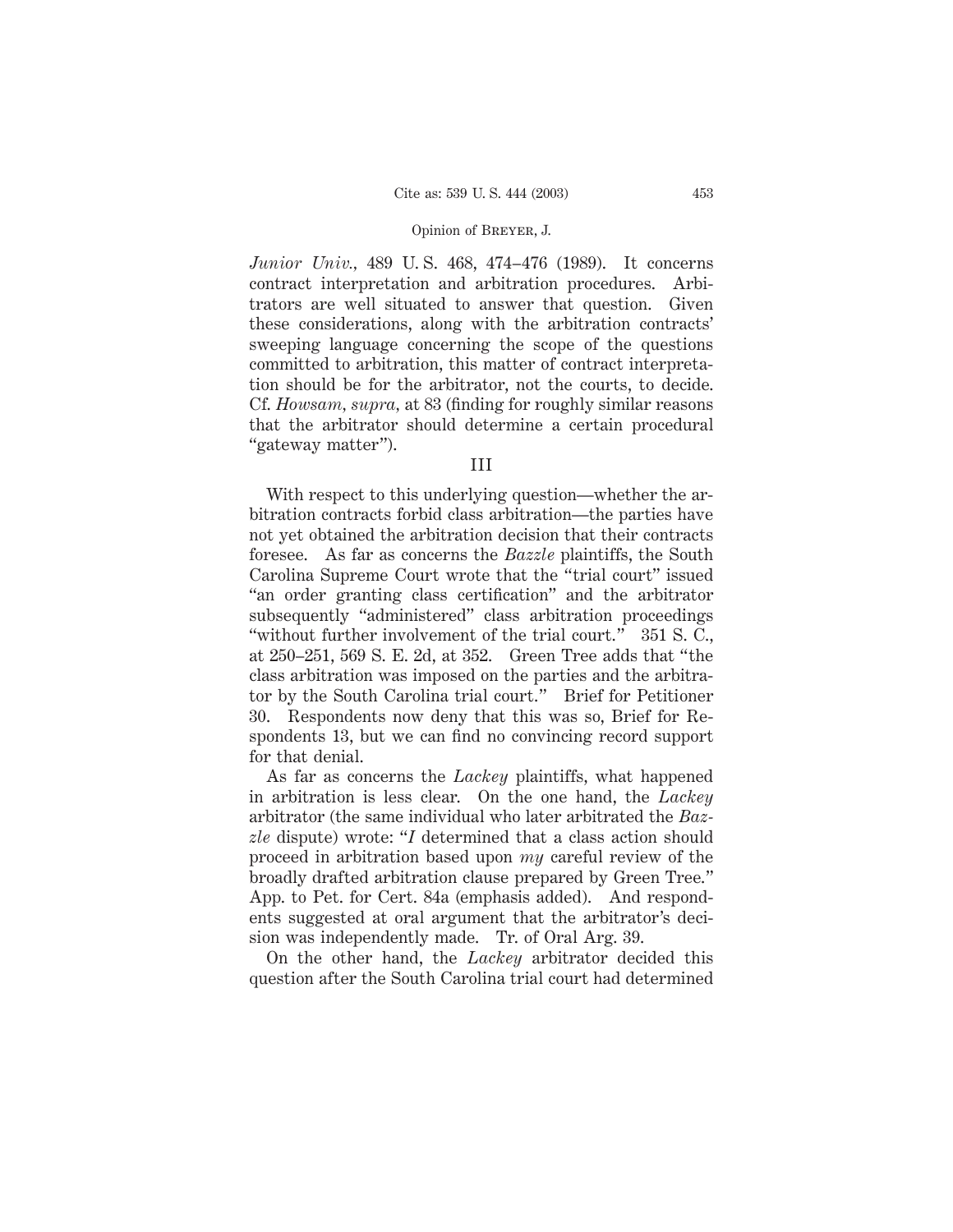*Junior Univ.*, 489 U. S. 468, 474–476 (1989). It concerns contract interpretation and arbitration procedures. Arbitrators are well situated to answer that question. Given these considerations, along with the arbitration contracts' sweeping language concerning the scope of the questions committed to arbitration, this matter of contract interpretation should be for the arbitrator, not the courts, to decide. Cf. *Howsam, supra*, at 83 (finding for roughly similar reasons that the arbitrator should determine a certain procedural "gateway matter").

## III

With respect to this underlying question—whether the arbitration contracts forbid class arbitration—the parties have not yet obtained the arbitration decision that their contracts foresee. As far as concerns the *Bazzle* plaintiffs, the South Carolina Supreme Court wrote that the "trial court" issued "an order granting class certification" and the arbitrator subsequently "administered" class arbitration proceedings "without further involvement of the trial court." 351 S. C., at 250–251, 569 S. E. 2d, at 352. Green Tree adds that "the class arbitration was imposed on the parties and the arbitrator by the South Carolina trial court." Brief for Petitioner 30. Respondents now deny that this was so, Brief for Respondents 13, but we can find no convincing record support for that denial.

As far as concerns the *Lackey* plaintiffs, what happened in arbitration is less clear. On the one hand, the *Lackey* arbitrator (the same individual who later arbitrated the *Bazzle* dispute) wrote: "*I* determined that a class action should proceed in arbitration based upon *my* careful review of the broadly drafted arbitration clause prepared by Green Tree." App. to Pet. for Cert. 84a (emphasis added). And respondents suggested at oral argument that the arbitrator's decision was independently made. Tr. of Oral Arg. 39.

On the other hand, the *Lackey* arbitrator decided this question after the South Carolina trial court had determined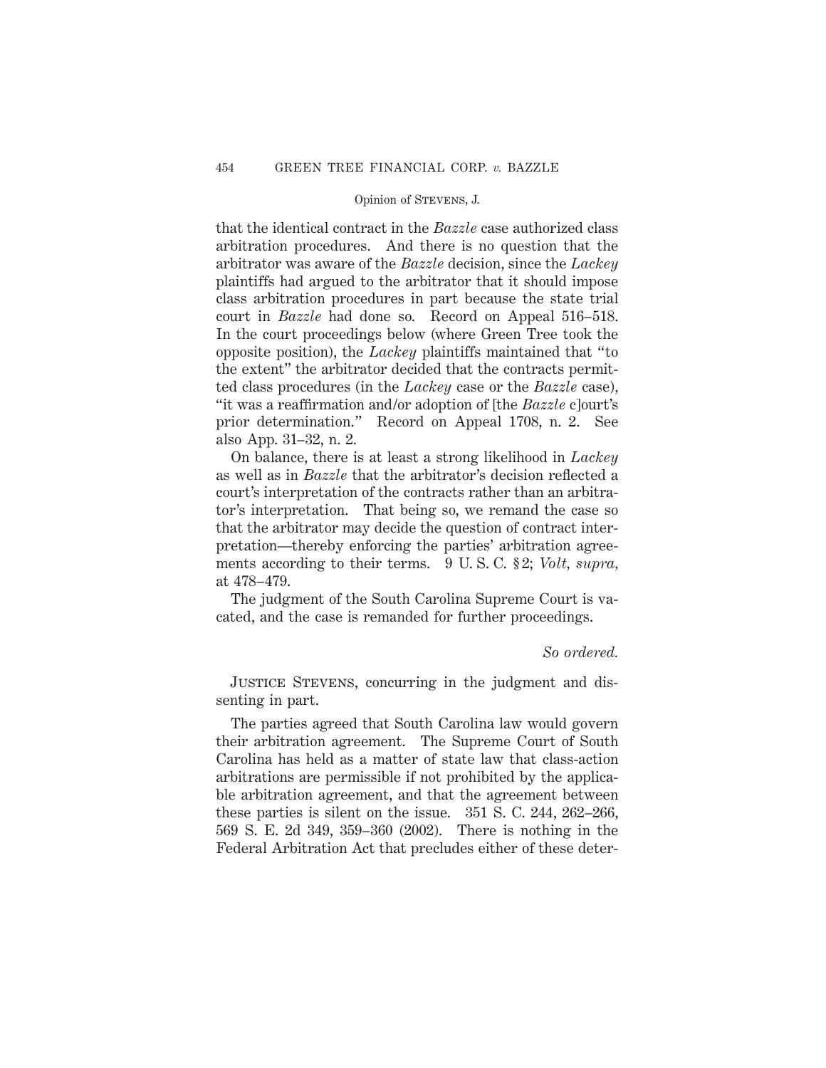that the identical contract in the *Bazzle* case authorized class arbitration procedures. And there is no question that the arbitrator was aware of the *Bazzle* decision, since the *Lackey* plaintiffs had argued to the arbitrator that it should impose class arbitration procedures in part because the state trial court in *Bazzle* had done so. Record on Appeal 516–518. In the court proceedings below (where Green Tree took the opposite position), the *Lackey* plaintiffs maintained that "to the extent" the arbitrator decided that the contracts permitted class procedures (in the *Lackey* case or the *Bazzle* case), "it was a reaffirmation and/or adoption of [the *Bazzle* c]ourt's prior determination." Record on Appeal 1708, n. 2. See also App. 31–32, n. 2.

On balance, there is at least a strong likelihood in *Lackey* as well as in *Bazzle* that the arbitrator's decision reflected a court's interpretation of the contracts rather than an arbitrator's interpretation. That being so, we remand the case so that the arbitrator may decide the question of contract interpretation—thereby enforcing the parties' arbitration agreements according to their terms. 9 U. S. C. § 2; *Volt, supra*, at 478–479.

The judgment of the South Carolina Supreme Court is vacated, and the case is remanded for further proceedings.

*So ordered.*

Justice Stevens, concurring in the judgment and dissenting in part.

The parties agreed that South Carolina law would govern their arbitration agreement. The Supreme Court of South Carolina has held as a matter of state law that class-action arbitrations are permissible if not prohibited by the applicable arbitration agreement, and that the agreement between these parties is silent on the issue. 351 S. C. 244, 262–266, 569 S. E. 2d 349, 359–360 (2002). There is nothing in the Federal Arbitration Act that precludes either of these deter-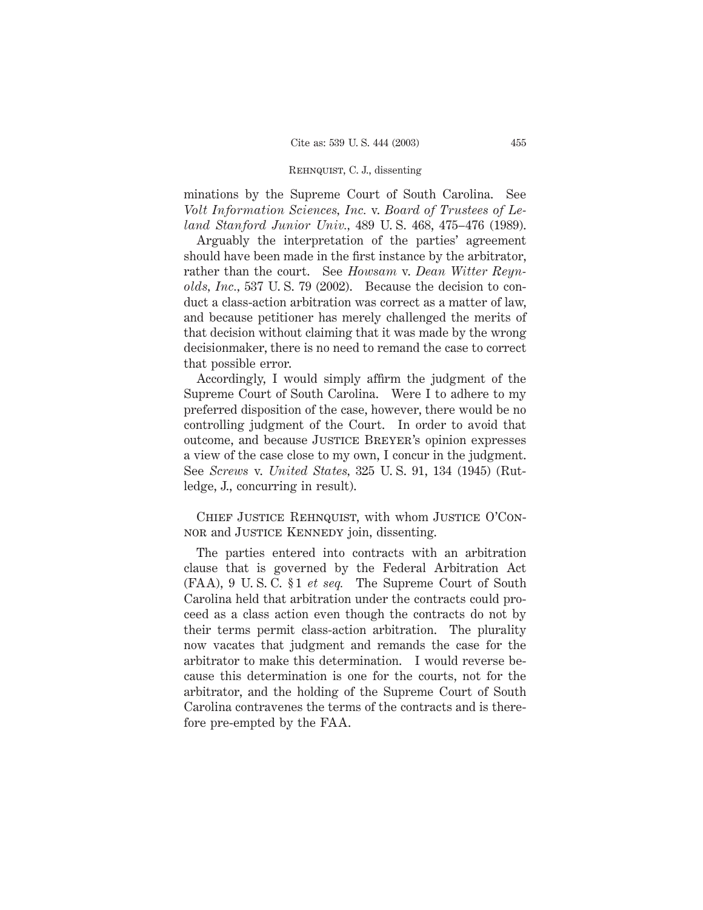minations by the Supreme Court of South Carolina. See *Volt Information Sciences, Inc.* v. *Board of Trustees of Leland Stanford Junior Univ.*, 489 U. S. 468, 475–476 (1989).

Arguably the interpretation of the parties' agreement should have been made in the first instance by the arbitrator, rather than the court. See *Howsam* v. *Dean Witter Reynolds, Inc.*, 537 U. S. 79 (2002). Because the decision to conduct a class-action arbitration was correct as a matter of law, and because petitioner has merely challenged the merits of that decision without claiming that it was made by the wrong decisionmaker, there is no need to remand the case to correct that possible error.

Accordingly, I would simply affirm the judgment of the Supreme Court of South Carolina. Were I to adhere to my preferred disposition of the case, however, there would be no controlling judgment of the Court. In order to avoid that outcome, and because Justice Breyer's opinion expresses a view of the case close to my own, I concur in the judgment. See *Screws* v. *United States*, 325 U. S. 91, 134 (1945) (Rutledge, J., concurring in result).

Chief Justice Rehnquist, with whom Justice O'Connor and Justice Kennedy join, dissenting.

The parties entered into contracts with an arbitration clause that is governed by the Federal Arbitration Act (FAA), 9 U. S. C. § 1 *et seq.* The Supreme Court of South Carolina held that arbitration under the contracts could proceed as a class action even though the contracts do not by their terms permit class-action arbitration. The plurality now vacates that judgment and remands the case for the arbitrator to make this determination. I would reverse because this determination is one for the courts, not for the arbitrator, and the holding of the Supreme Court of South Carolina contravenes the terms of the contracts and is therefore pre-empted by the FAA.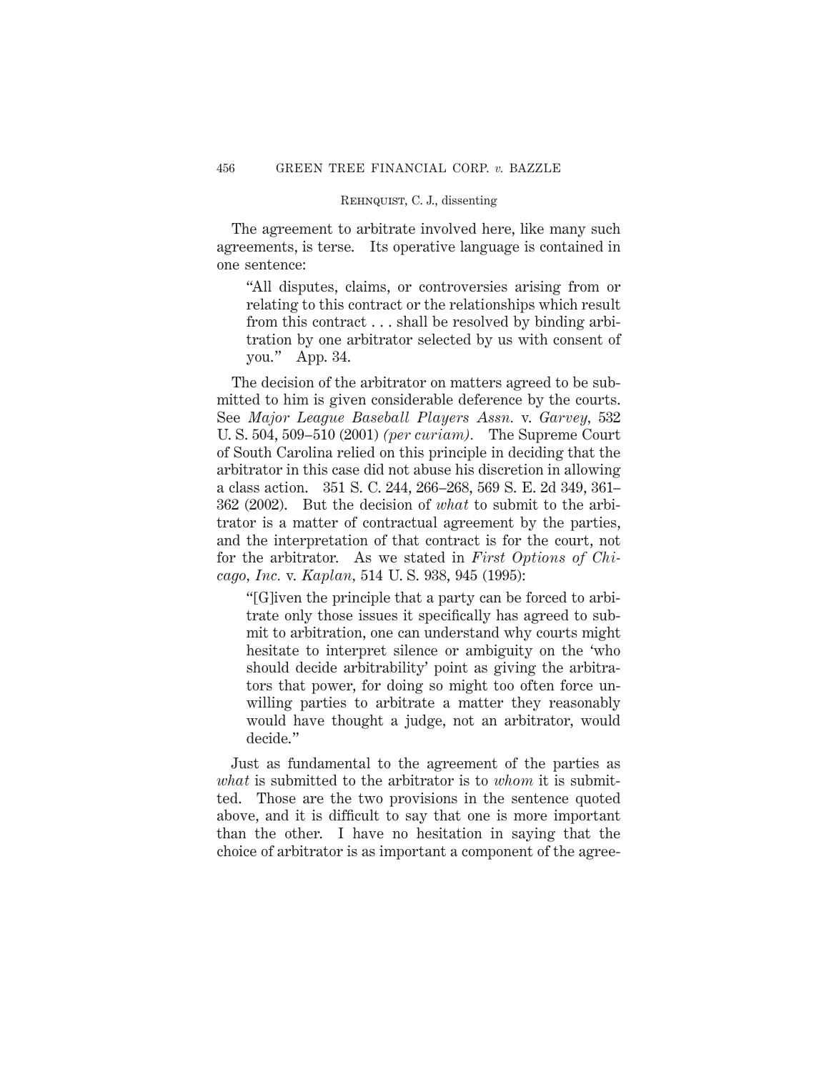The agreement to arbitrate involved here, like many such agreements, is terse. Its operative language is contained in one sentence:

> "All disputes, claims, or controversies arising from or relating to this contract or the relationships which result from this contract . . . shall be resolved by binding arbitration by one arbitrator selected by us with consent of you." App. 34.

The decision of the arbitrator on matters agreed to be submitted to him is given considerable deference by the courts. See *Major League Baseball Players Assn.* v. *Garvey,* 532 U. S. 504, 509–510 (2001) *(per curiam).* The Supreme Court of South Carolina relied on this principle in deciding that the arbitrator in this case did not abuse his discretion in allowing a class action. 351 S. C. 244, 266–268, 569 S. E. 2d 349, 361–362 (2002). But the decision of *what* to submit to the arbitrator is a matter of contractual agreement by the parties, and the interpretation of that contract is for the court, not for the arbitrator. As we stated in *First Options of Chicago, Inc.* v. *Kaplan,* 514 U. S. 938, 945 (1995):

> "[G]iven the principle that a party can be forced to arbitrate only those issues it specifically has agreed to submit to arbitration, one can understand why courts might hesitate to interpret silence or ambiguity on the 'who should decide arbitrability' point as giving the arbitrators that power, for doing so might too often force unwilling parties to arbitrate a matter they reasonably would have thought a judge, not an arbitrator, would decide."

Just as fundamental to the agreement of the parties as *what* is submitted to the arbitrator is to *whom* it is submitted. Those are the two provisions in the sentence quoted above, and it is difficult to say that one is more important than the other. I have no hesitation in saying that the choice of arbitrator is as important a component of the agree-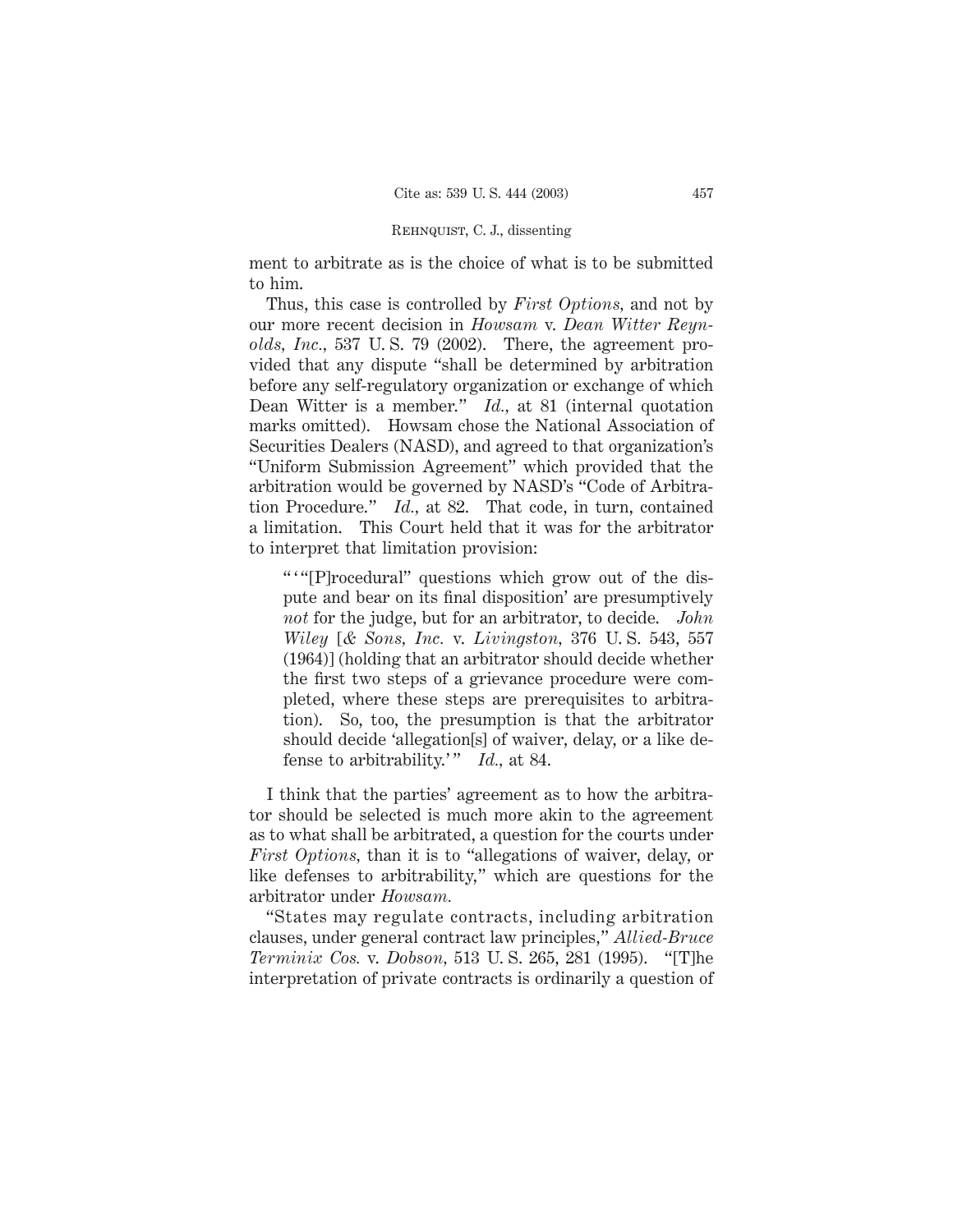ment to arbitrate as is the choice of what is to be submitted to him.

Thus, this case is controlled by *First Options*, and not by our more recent decision in *Howsam* v. *Dean Witter Reynolds, Inc.*, 537 U. S. 79 (2002). There, the agreement provided that any dispute "shall be determined by arbitration before any self-regulatory organization or exchange of which Dean Witter is a member." *Id.*, at 81 (internal quotation marks omitted). Howsam chose the National Association of Securities Dealers (NASD), and agreed to that organization's "Uniform Submission Agreement" which provided that the arbitration would be governed by NASD's "Code of Arbitration Procedure." *Id.*, at 82. That code, in turn, contained a limitation. This Court held that it was for the arbitrator to interpret that limitation provision:

> "'"[P]rocedural" questions which grow out of the dispute and bear on its final disposition' are presumptively *not* for the judge, but for an arbitrator, to decide. *John Wiley* [*& Sons, Inc.* v. *Livingston*, 376 U. S. 543, 557 (1964)] (holding that an arbitrator should decide whether the first two steps of a grievance procedure were completed, where these steps are prerequisites to arbitration). So, too, the presumption is that the arbitrator should decide 'allegation[s] of waiver, delay, or a like defense to arbitrability.'" *Id.*, at 84.

I think that the parties' agreement as to how the arbitrator should be selected is much more akin to the agreement as to what shall be arbitrated, a question for the courts under *First Options*, than it is to "allegations of waiver, delay, or like defenses to arbitrability," which are questions for the arbitrator under *Howsam*.

"States may regulate contracts, including arbitration clauses, under general contract law principles," *Allied-Bruce Terminix Cos.* v. *Dobson*, 513 U. S. 265, 281 (1995). "[T]he interpretation of private contracts is ordinarily a question of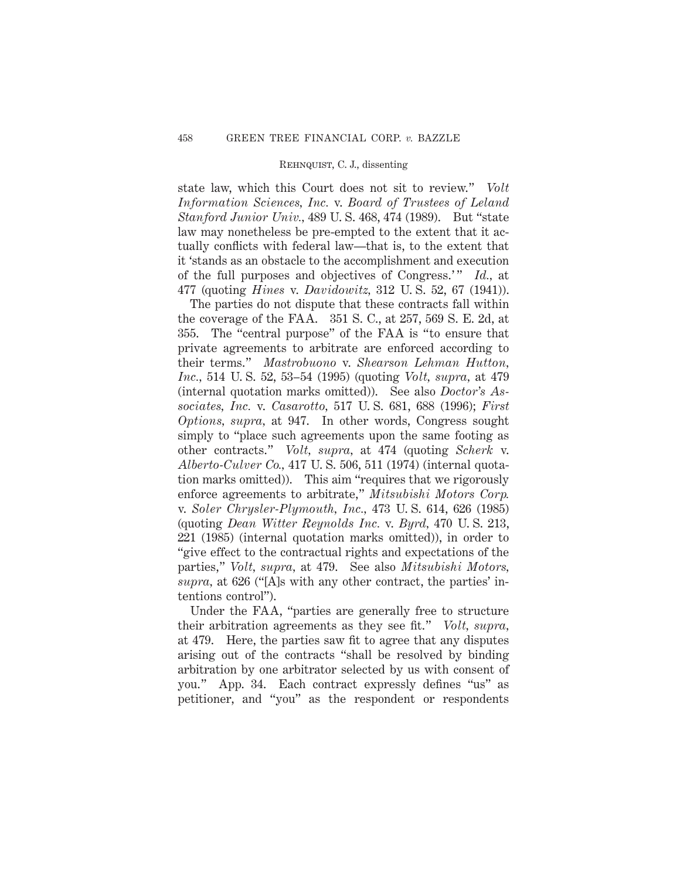state law, which this Court does not sit to review." *Volt Information Sciences, Inc.* v. *Board of Trustees of Leland Stanford Junior Univ.*, 489 U. S. 468, 474 (1989). But "state law may nonetheless be pre-empted to the extent that it actually conflicts with federal law—that is, to the extent that it 'stands as an obstacle to the accomplishment and execution of the full purposes and objectives of Congress.'" *Id.*, at 477 (quoting *Hines* v. *Davidowitz*, 312 U. S. 52, 67 (1941)).

The parties do not dispute that these contracts fall within the coverage of the FAA. 351 S. C., at 257, 569 S. E. 2d, at 355. The "central purpose" of the FAA is "to ensure that private agreements to arbitrate are enforced according to their terms." *Mastrobuono* v. *Shearson Lehman Hutton, Inc.*, 514 U. S. 52, 53–54 (1995) (quoting *Volt*, *supra*, at 479 (internal quotation marks omitted)). See also *Doctor's Associates, Inc.* v. *Casarotto*, 517 U. S. 681, 688 (1996); *First Options*, *supra*, at 947. In other words, Congress sought simply to "place such agreements upon the same footing as other contracts." *Volt*, *supra*, at 474 (quoting *Scherk* v. *Alberto-Culver Co.*, 417 U. S. 506, 511 (1974) (internal quotation marks omitted)). This aim "requires that we rigorously enforce agreements to arbitrate," *Mitsubishi Motors Corp.* v. *Soler Chrysler-Plymouth, Inc.*, 473 U. S. 614, 626 (1985) (quoting *Dean Witter Reynolds Inc.* v. *Byrd*, 470 U. S. 213, 221 (1985) (internal quotation marks omitted)), in order to "give effect to the contractual rights and expectations of the parties," *Volt*, *supra*, at 479. See also *Mitsubishi Motors*, *supra*, at 626 ("[A]s with any other contract, the parties' intentions control").

Under the FAA, "parties are generally free to structure their arbitration agreements as they see fit." *Volt*, *supra*, at 479. Here, the parties saw fit to agree that any disputes arising out of the contracts "shall be resolved by binding arbitration by one arbitrator selected by us with consent of you." App. 34. Each contract expressly defines "us" as petitioner, and "you" as the respondent or respondents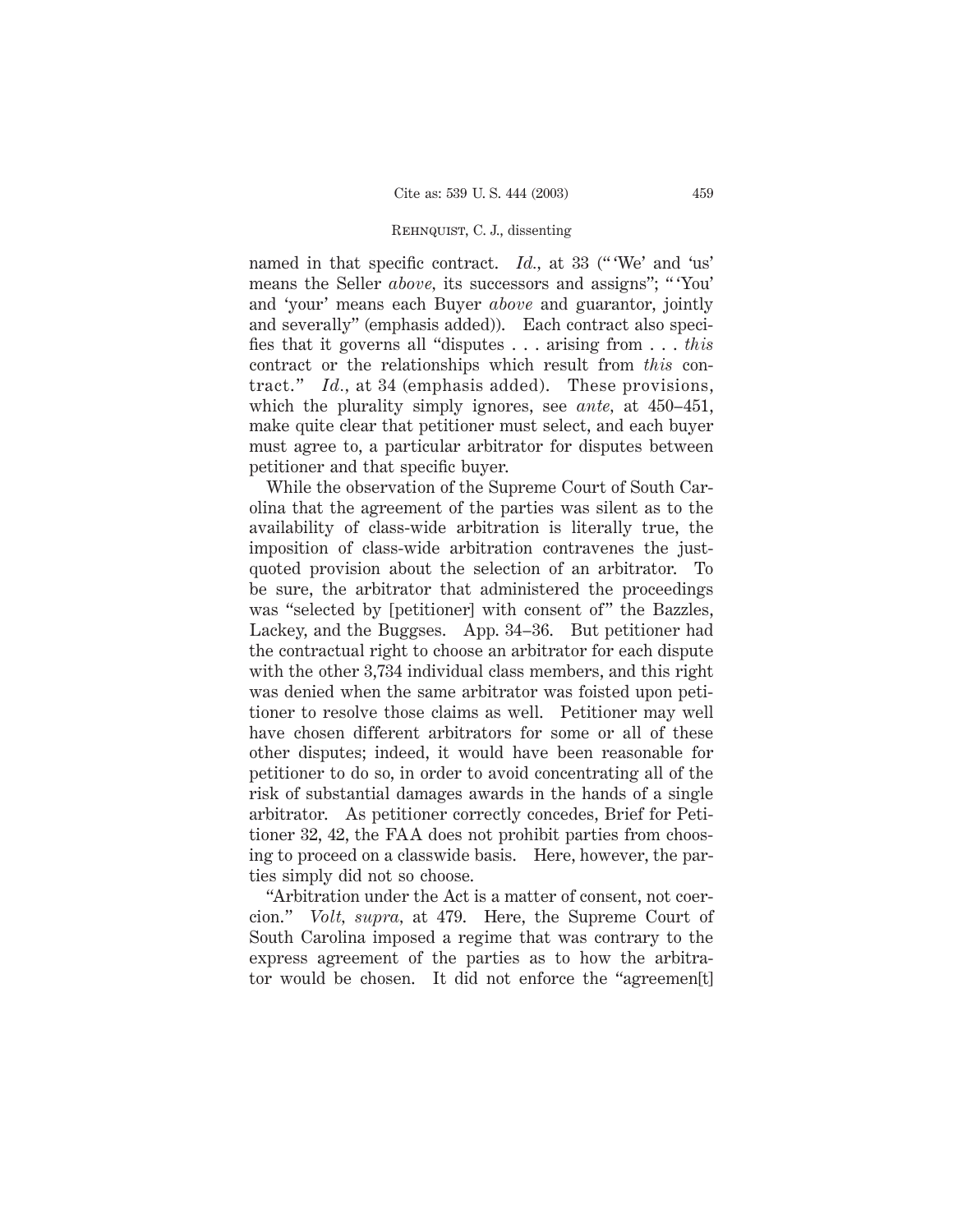named in that specific contract. *Id.*, at 33 ("'We' and 'us' means the Seller *above*, its successors and assigns"; "'You' and 'your' means each Buyer *above* and guarantor, jointly and severally" (emphasis added)). Each contract also specifies that it governs all "disputes . . . arising from . . . *this* contract or the relationships which result from *this* contract." *Id.*, at 34 (emphasis added). These provisions, which the plurality simply ignores, see *ante*, at 450–451, make quite clear that petitioner must select, and each buyer must agree to, a particular arbitrator for disputes between petitioner and that specific buyer.

While the observation of the Supreme Court of South Carolina that the agreement of the parties was silent as to the availability of class-wide arbitration is literally true, the imposition of class-wide arbitration contravenes the just-quoted provision about the selection of an arbitrator. To be sure, the arbitrator that administered the proceedings was "selected by [petitioner] with consent of" the Bazzles, Lackey, and the Buggses. App. 34–36. But petitioner had the contractual right to choose an arbitrator for each dispute with the other 3,734 individual class members, and this right was denied when the same arbitrator was foisted upon petitioner to resolve those claims as well. Petitioner may well have chosen different arbitrators for some or all of these other disputes; indeed, it would have been reasonable for petitioner to do so, in order to avoid concentrating all of the risk of substantial damages awards in the hands of a single arbitrator. As petitioner correctly concedes, Brief for Petitioner 32, 42, the FAA does not prohibit parties from choosing to proceed on a classwide basis. Here, however, the parties simply did not so choose.

"Arbitration under the Act is a matter of consent, not coercion." *Volt*, *supra*, at 479. Here, the Supreme Court of South Carolina imposed a regime that was contrary to the express agreement of the parties as to how the arbitrator would be chosen. It did not enforce the "agreemen[t]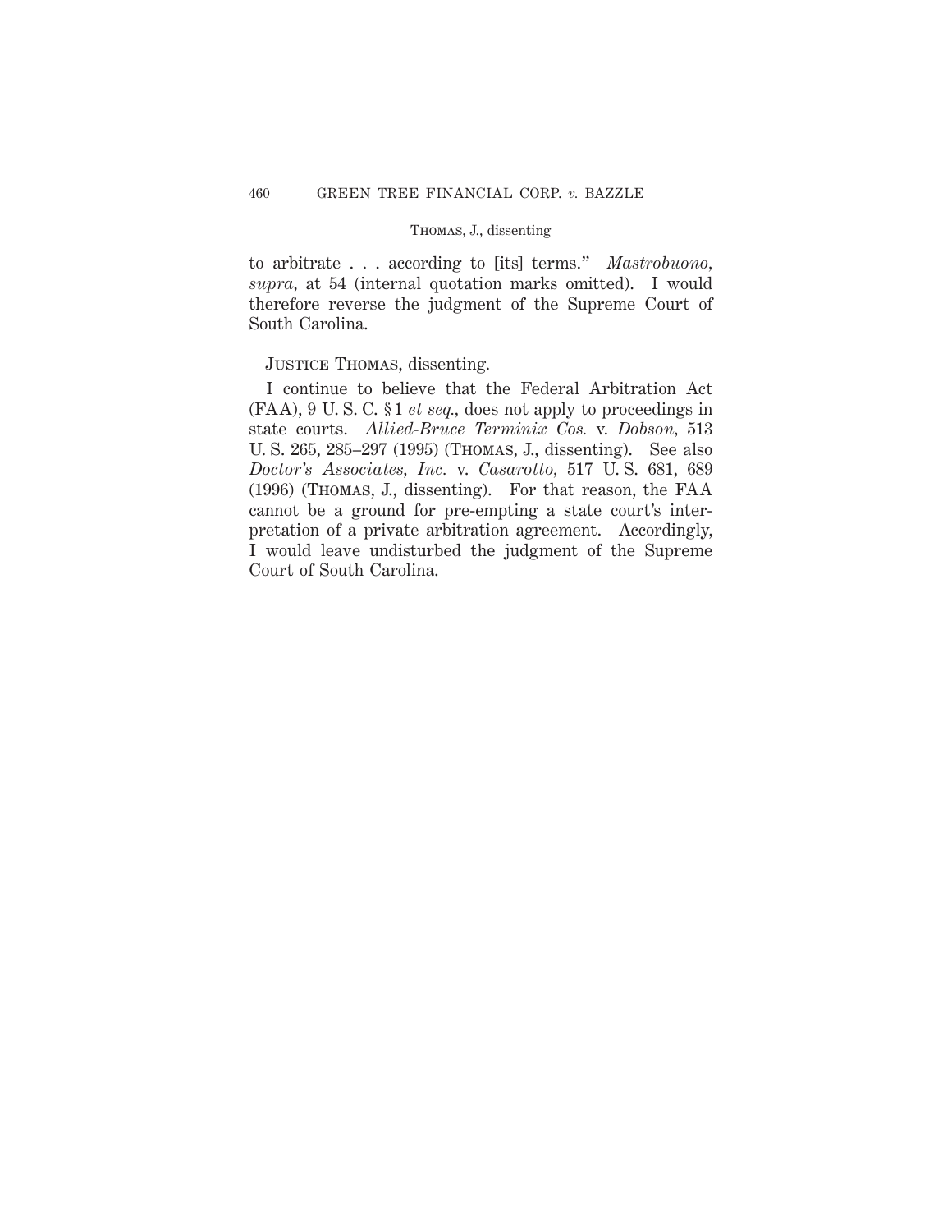to arbitrate . . . according to [its] terms." *Mastrobuono*, *supra*, at 54 (internal quotation marks omitted). I would therefore reverse the judgment of the Supreme Court of South Carolina.

JUSTICE THOMAS, dissenting.

I continue to believe that the Federal Arbitration Act (FAA), 9 U. S. C. § 1 *et seq.*, does not apply to proceedings in state courts. *Allied-Bruce Terminix Cos.* v. *Dobson*, 513 U. S. 265, 285–297 (1995) (THOMAS, J., dissenting). See also *Doctor's Associates, Inc.* v. *Casarotto*, 517 U. S. 681, 689 (1996) (THOMAS, J., dissenting). For that reason, the FAA cannot be a ground for pre-empting a state court's interpretation of a private arbitration agreement. Accordingly, I would leave undisturbed the judgment of the Supreme Court of South Carolina.